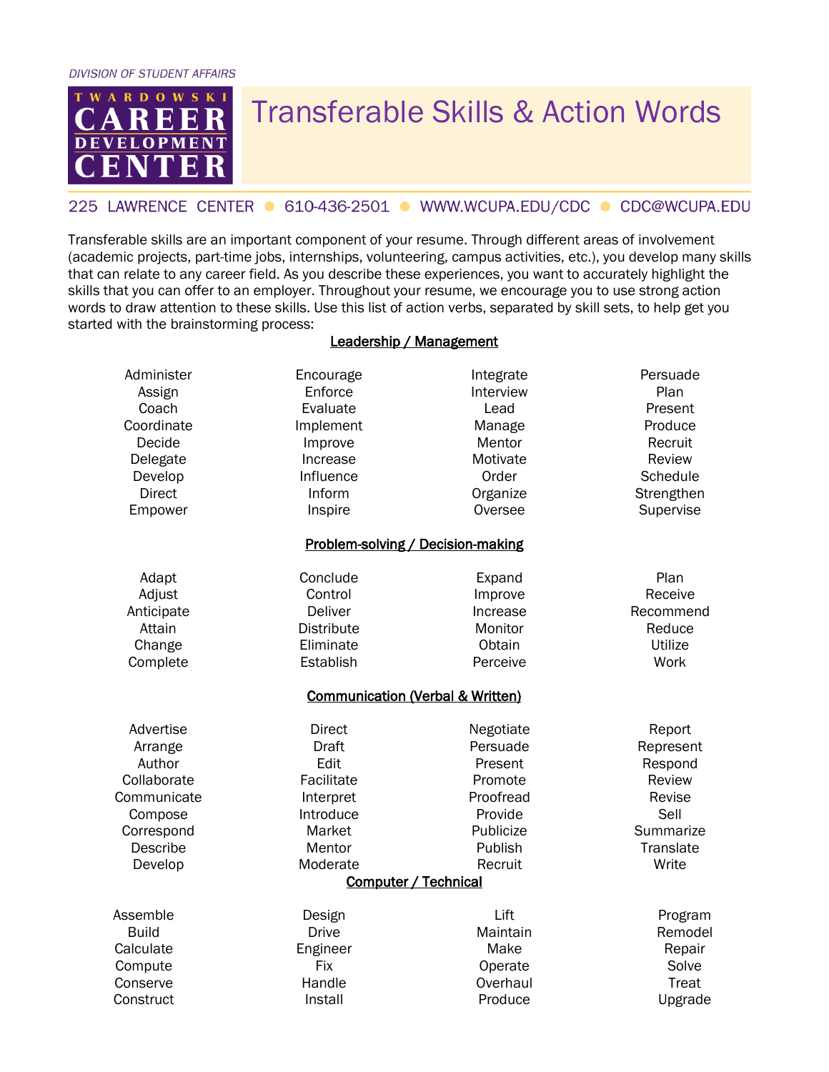*DIVISION OF STUDENT AFFAIRS*

TWARDOWSKI CAREER DEVELOPMENT CENTER

# Transferable Skills & Action Words

225 LAWRENCE CENTER ● 610-436-2501 ● WWW.WCUPA.EDU/CDC ● CDC@WCUPA.EDU

Transferable skills are an important component of your resume. Through different areas of involvement (academic projects, part-time jobs, internships, volunteering, campus activities, etc.), you develop many skills that can relate to any career field. As you describe these experiences, you want to accurately highlight the skills that you can offer to an employer. Throughout your resume, we encourage you to use strong action words to draw attention to these skills. Use this list of action verbs, separated by skill sets, to help get you started with the brainstorming process:

## Leadership / Management

| | | | |
|---|---|---|---|
| Administer | Encourage | Integrate | Persuade |
| Assign | Enforce | Interview | Plan |
| Coach | Evaluate | Lead | Present |
| Coordinate | Implement | Manage | Produce |
| Decide | Improve | Mentor | Recruit |
| Delegate | Increase | Motivate | Review |
| Develop | Influence | Order | Schedule |
| Direct | Inform | Organize | Strengthen |
| Empower | Inspire | Oversee | Supervise |

## Problem-solving / Decision-making

| | | | |
|---|---|---|---|
| Adapt | Conclude | Expand | Plan |
| Adjust | Control | Improve | Receive |
| Anticipate | Deliver | Increase | Recommend |
| Attain | Distribute | Monitor | Reduce |
| Change | Eliminate | Obtain | Utilize |
| Complete | Establish | Perceive | Work |

## Communication (Verbal & Written)

| | | | |
|---|---|---|---|
| Advertise | Direct | Negotiate | Report |
| Arrange | Draft | Persuade | Represent |
| Author | Edit | Present | Respond |
| Collaborate | Facilitate | Promote | Review |
| Communicate | Interpret | Proofread | Revise |
| Compose | Introduce | Provide | Sell |
| Correspond | Market | Publicize | Summarize |
| Describe | Mentor | Publish | Translate |
| Develop | Moderate | Recruit | Write |

## Computer / Technical

| | | | |
|---|---|---|---|
| Assemble | Design | Lift | Program |
| Build | Drive | Maintain | Remodel |
| Calculate | Engineer | Make | Repair |
| Compute | Fix | Operate | Solve |
| Conserve | Handle | Overhaul | Treat |
| Construct | Install | Produce | Upgrade |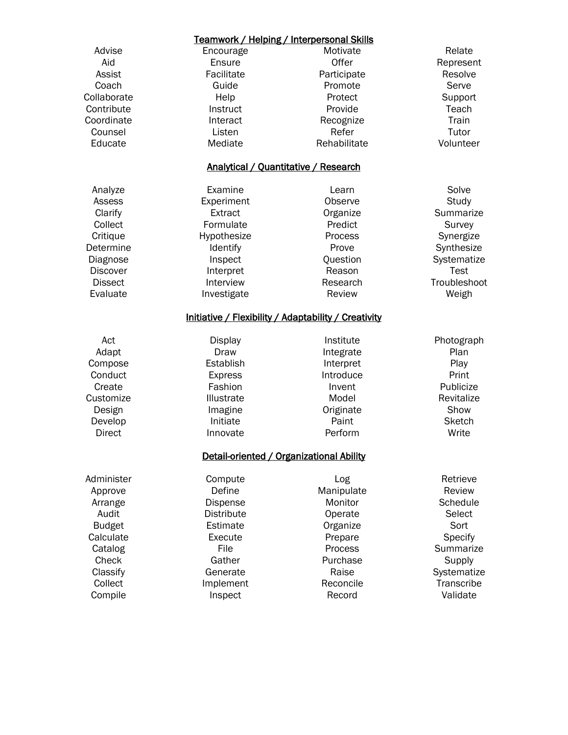## Teamwork / Helping / Interpersonal Skills

| | | | |
|---|---|---|---|
| Advise | Encourage | Motivate | Relate |
| Aid | Ensure | Offer | Represent |
| Assist | Facilitate | Participate | Resolve |
| Coach | Guide | Promote | Serve |
| Collaborate | Help | Protect | Support |
| Contribute | Instruct | Provide | Teach |
| Coordinate | Interact | Recognize | Train |
| Counsel | Listen | Refer | Tutor |
| Educate | Mediate | Rehabilitate | Volunteer |

## Analytical / Quantitative / Research

| | | | |
|---|---|---|---|
| Analyze | Examine | Learn | Solve |
| Assess | Experiment | Observe | Study |
| Clarify | Extract | Organize | Summarize |
| Collect | Formulate | Predict | Survey |
| Critique | Hypothesize | Process | Synergize |
| Determine | Identify | Prove | Synthesize |
| Diagnose | Inspect | Question | Systematize |
| Discover | Interpret | Reason | Test |
| Dissect | Interview | Research | Troubleshoot |
| Evaluate | Investigate | Review | Weigh |

## Initiative / Flexibility / Adaptability / Creativity

| | | | |
|---|---|---|---|
| Act | Display | Institute | Photograph |
| Adapt | Draw | Integrate | Plan |
| Compose | Establish | Interpret | Play |
| Conduct | Express | Introduce | Print |
| Create | Fashion | Invent | Publicize |
| Customize | Illustrate | Model | Revitalize |
| Design | Imagine | Originate | Show |
| Develop | Initiate | Paint | Sketch |
| Direct | Innovate | Perform | Write |

## Detail-oriented / Organizational Ability

| | | | |
|---|---|---|---|
| Administer | Compute | Log | Retrieve |
| Approve | Define | Manipulate | Review |
| Arrange | Dispense | Monitor | Schedule |
| Audit | Distribute | Operate | Select |
| Budget | Estimate | Organize | Sort |
| Calculate | Execute | Prepare | Specify |
| Catalog | File | Process | Summarize |
| Check | Gather | Purchase | Supply |
| Classify | Generate | Raise | Systematize |
| Collect | Implement | Reconcile | Transcribe |
| Compile | Inspect | Record | Validate |